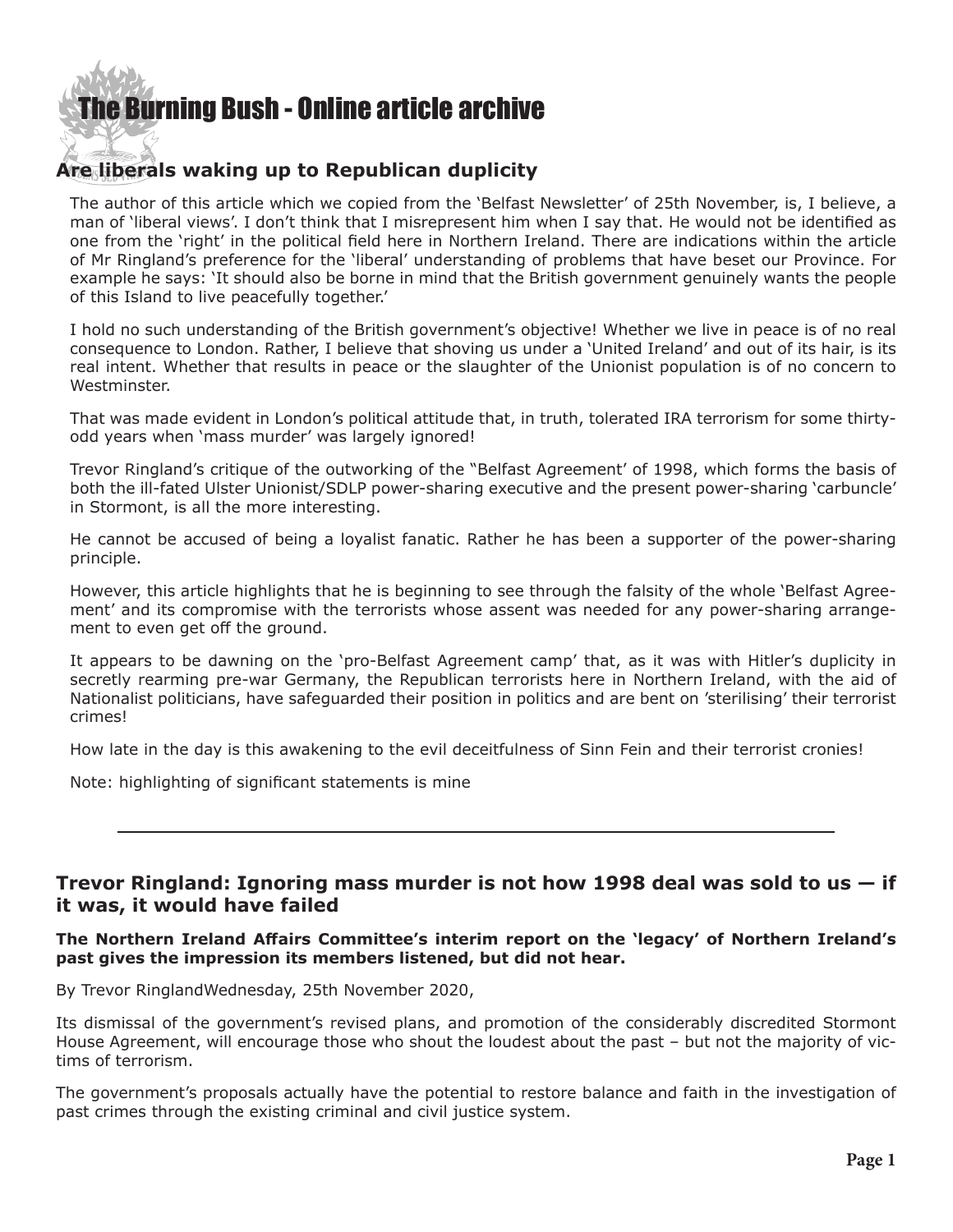# The Burning Bush - Online article archive

## Are liberals waking up to Republican duplicity

The author of this article which we copied from the 'Belfast Newsletter' of 25th November, is, I believe, a man of 'liberal views'. I don't think that I misrepresent him when I say that. He would not be identified as one from the 'right' in the political field here in Northern Ireland. There are indications within the article of Mr Ringland's preference for the 'liberal' understanding of problems that have beset our Province. For example he says: 'It should also be borne in mind that the British government genuinely wants the people of this Island to live peacefully together.'

I hold no such understanding of the British government's objective! Whether we live in peace is of no real consequence to London. Rather, I believe that shoving us under a 'United Ireland' and out of its hair, is its real intent. Whether that results in peace or the slaughter of the Unionist population is of no concern to Westminster.

That was made evident in London's political attitude that, in truth, tolerated IRA terrorism for some thirty-odd years when 'mass murder' was largely ignored!

Trevor Ringland's critique of the outworking of the "Belfast Agreement' of 1998, which forms the basis of both the ill-fated Ulster Unionist/SDLP power-sharing executive and the present power-sharing 'carbuncle' in Stormont, is all the more interesting.

He cannot be accused of being a loyalist fanatic. Rather he has been a supporter of the power-sharing principle.

However, this article highlights that he is beginning to see through the falsity of the whole 'Belfast Agreement' and its compromise with the terrorists whose assent was needed for any power-sharing arrangement to even get off the ground.

It appears to be dawning on the 'pro-Belfast Agreement camp' that, as it was with Hitler's duplicity in secretly rearming pre-war Germany, the Republican terrorists here in Northern Ireland, with the aid of Nationalist politicians, have safeguarded their position in politics and are bent on 'sterilising' their terrorist crimes!

How late in the day is this awakening to the evil deceitfulness of Sinn Fein and their terrorist cronies!

Note: highlighting of significant statements is mine

---

## Trevor Ringland: Ignoring mass murder is not how 1998 deal was sold to us — if it was, it would have failed

**The Northern Ireland Affairs Committee's interim report on the 'legacy' of Northern Ireland's past gives the impression its members listened, but did not hear.**

By Trevor RinglandWednesday, 25th November 2020,

Its dismissal of the government's revised plans, and promotion of the considerably discredited Stormont House Agreement, will encourage those who shout the loudest about the past – but not the majority of victims of terrorism.

The government's proposals actually have the potential to restore balance and faith in the investigation of past crimes through the existing criminal and civil justice system.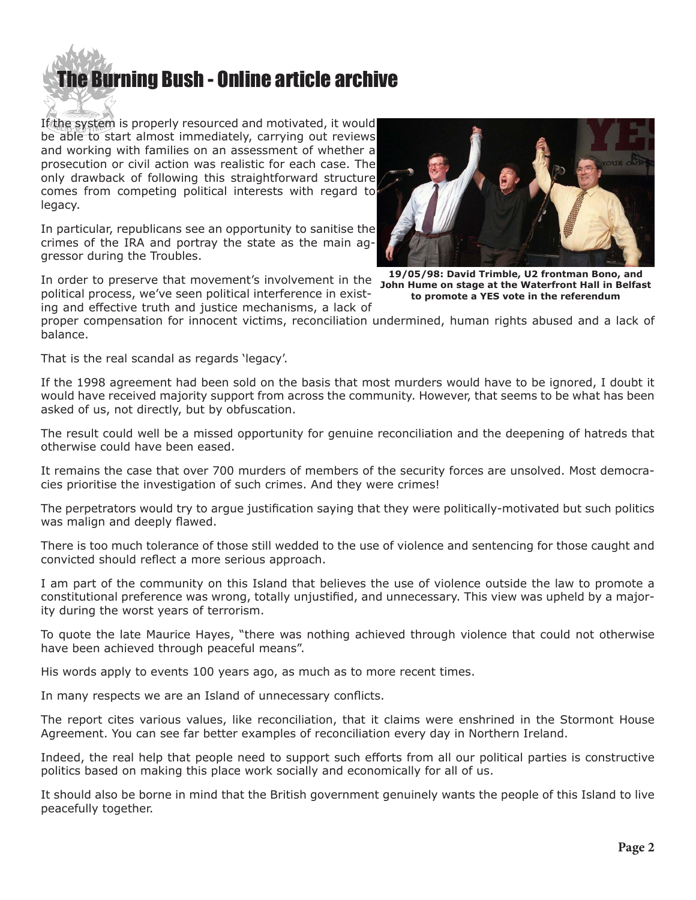If the system is properly resourced and motivated, it would be able to start almost immediately, carrying out reviews and working with families on an assessment of whether a prosecution or civil action was realistic for each case. The only drawback of following this straightforward structure comes from competing political interests with regard to legacy.

In particular, republicans see an opportunity to sanitise the crimes of the IRA and portray the state as the main aggressor during the Troubles.

**19/05/98: David Trimble, U2 frontman Bono, and John Hume on stage at the Waterfront Hall in Belfast to promote a YES vote in the referendum**

In order to preserve that movement's involvement in the political process, we've seen political interference in existing and effective truth and justice mechanisms, a lack of proper compensation for innocent victims, reconciliation undermined, human rights abused and a lack of balance.

That is the real scandal as regards 'legacy'.

If the 1998 agreement had been sold on the basis that most murders would have to be ignored, I doubt it would have received majority support from across the community. However, that seems to be what has been asked of us, not directly, but by obfuscation.

The result could well be a missed opportunity for genuine reconciliation and the deepening of hatreds that otherwise could have been eased.

It remains the case that over 700 murders of members of the security forces are unsolved. Most democracies prioritise the investigation of such crimes. And they were crimes!

The perpetrators would try to argue justification saying that they were politically-motivated but such politics was malign and deeply flawed.

There is too much tolerance of those still wedded to the use of violence and sentencing for those caught and convicted should reflect a more serious approach.

I am part of the community on this Island that believes the use of violence outside the law to promote a constitutional preference was wrong, totally unjustified, and unnecessary. This view was upheld by a majority during the worst years of terrorism.

To quote the late Maurice Hayes, "there was nothing achieved through violence that could not otherwise have been achieved through peaceful means".

His words apply to events 100 years ago, as much as to more recent times.

In many respects we are an Island of unnecessary conflicts.

The report cites various values, like reconciliation, that it claims were enshrined in the Stormont House Agreement. You can see far better examples of reconciliation every day in Northern Ireland.

Indeed, the real help that people need to support such efforts from all our political parties is constructive politics based on making this place work socially and economically for all of us.

It should also be borne in mind that the British government genuinely wants the people of this Island to live peacefully together.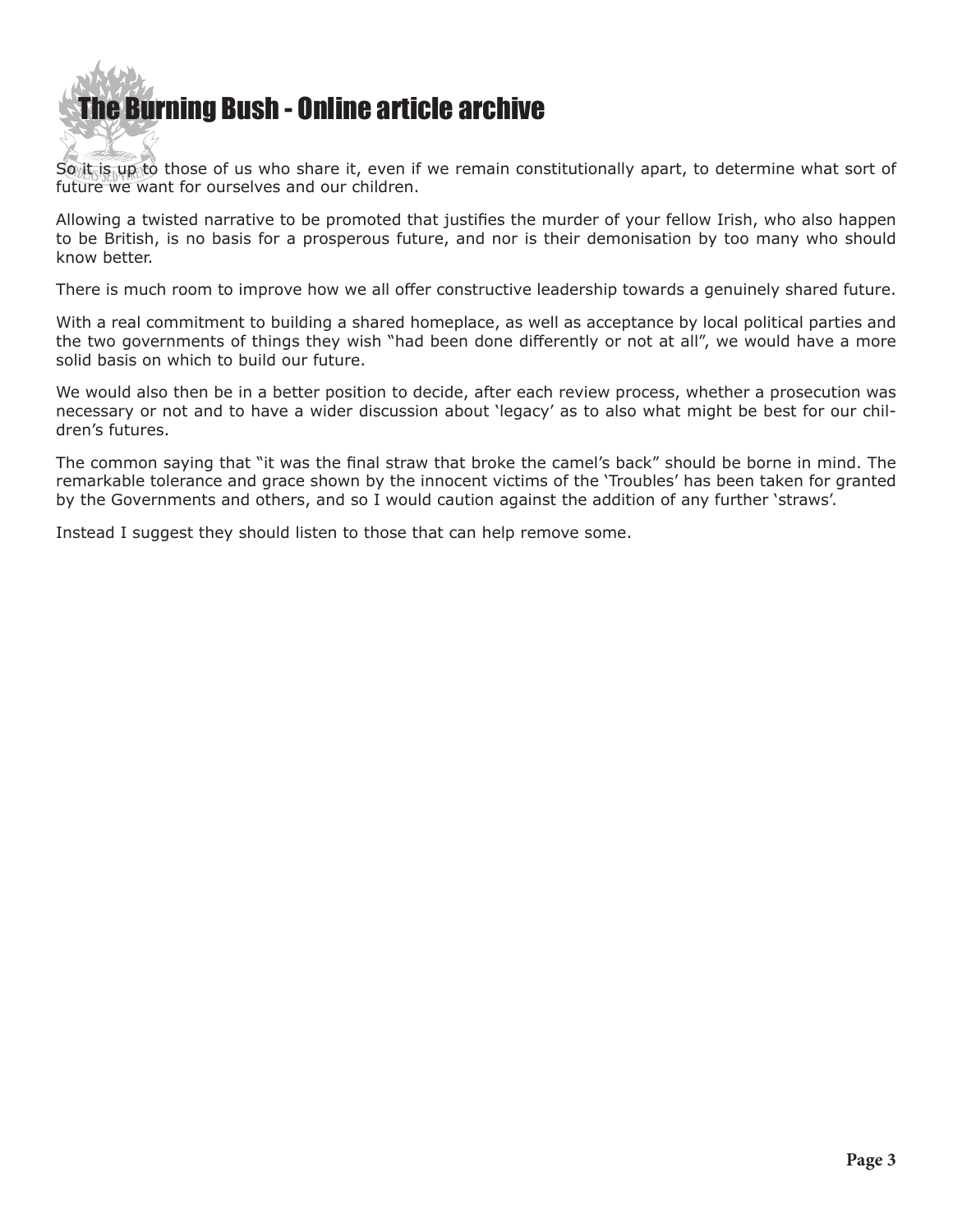So it is up to those of us who share it, even if we remain constitutionally apart, to determine what sort of future we want for ourselves and our children.

Allowing a twisted narrative to be promoted that justifies the murder of your fellow Irish, who also happen to be British, is no basis for a prosperous future, and nor is their demonisation by too many who should know better.

There is much room to improve how we all offer constructive leadership towards a genuinely shared future.

With a real commitment to building a shared homeplace, as well as acceptance by local political parties and the two governments of things they wish "had been done differently or not at all", we would have a more solid basis on which to build our future.

We would also then be in a better position to decide, after each review process, whether a prosecution was necessary or not and to have a wider discussion about 'legacy' as to also what might be best for our children's futures.

The common saying that "it was the final straw that broke the camel's back" should be borne in mind. The remarkable tolerance and grace shown by the innocent victims of the 'Troubles' has been taken for granted by the Governments and others, and so I would caution against the addition of any further 'straws'.

Instead I suggest they should listen to those that can help remove some.